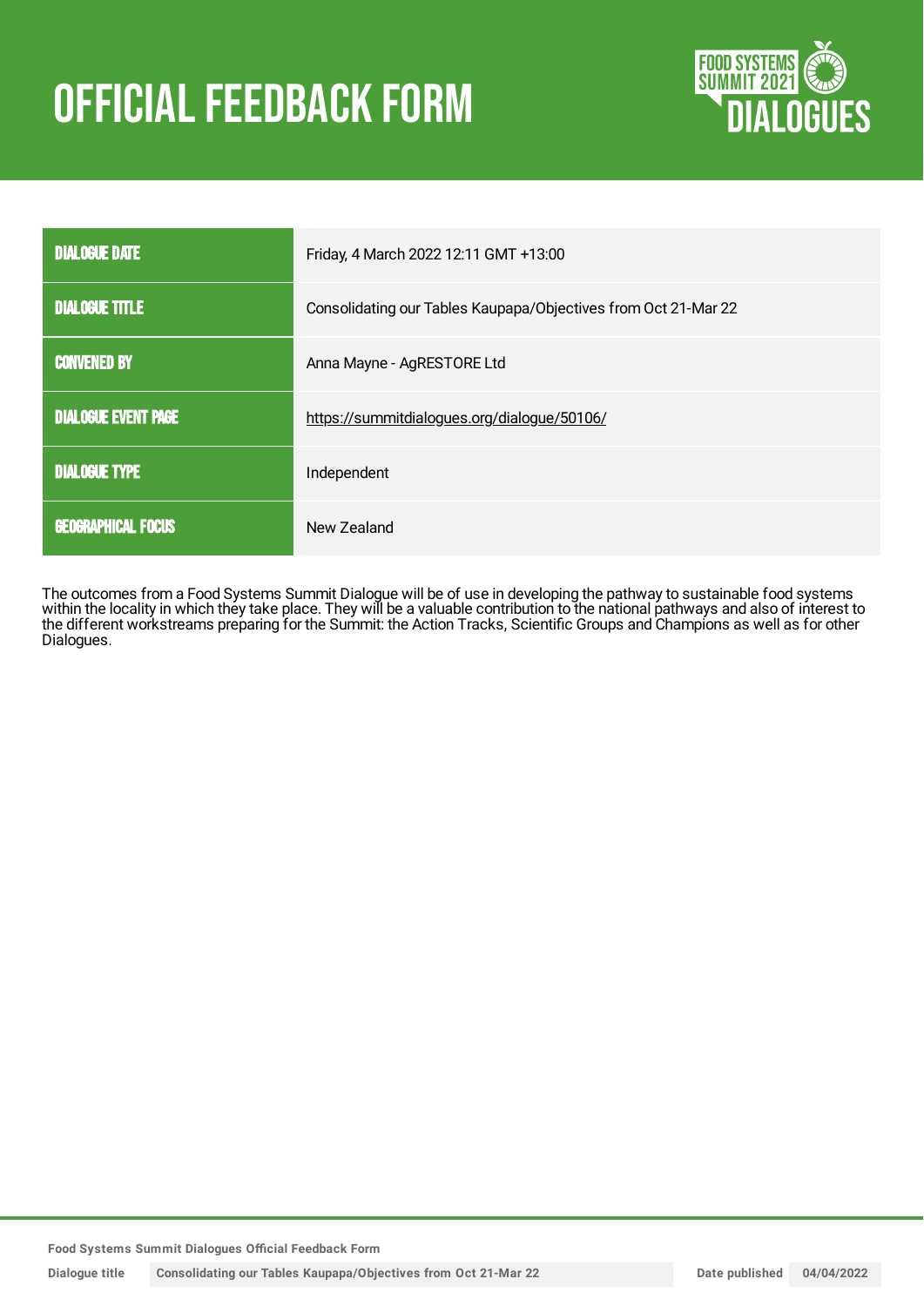# OFFICIAL FEEDBACK FORM

FOOD SYSTEMS SUMMIT 2021 DIALOGUES

| DIALOGUE DATE | Friday, 4 March 2022 12:11 GMT +13:00 |
|---|---|
| DIALOGUE TITLE | Consolidating our Tables Kaupapa/Objectives from Oct 21-Mar 22 |
| CONVENED BY | Anna Mayne - AgRESTORE Ltd |
| DIALOGUE EVENT PAGE | https://summitdialogues.org/dialogue/50106/ |
| DIALOGUE TYPE | Independent |
| GEOGRAPHICAL FOCUS | New Zealand |

The outcomes from a Food Systems Summit Dialogue will be of use in developing the pathway to sustainable food systems within the locality in which they take place. They will be a valuable contribution to the national pathways and also of interest to the different workstreams preparing for the Summit: the Action Tracks, Scientific Groups and Champions as well as for other Dialogues.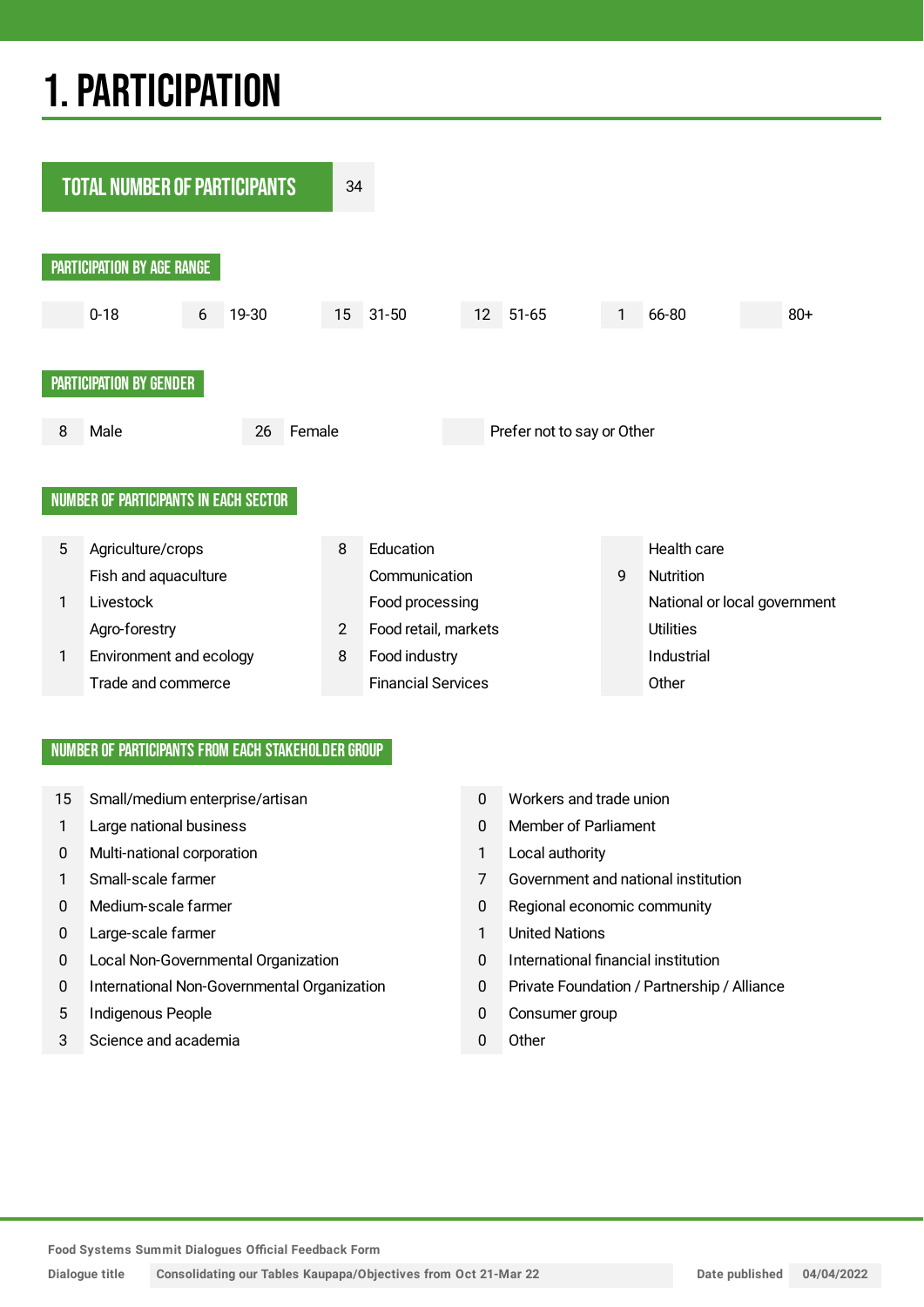# 1. PARTICIPATION

## TOTAL NUMBER OF PARTICIPANTS: 34

### PARTICIPATION BY AGE RANGE

| | 0-18 | 6 | 19-30 | 15 | 31-50 | 12 | 51-65 | 1 | 66-80 | | 80+ |
|---|---|---|---|---|---|---|---|---|---|---|---|

### PARTICIPATION BY GENDER

| 8 | Male | 26 | Female | | Prefer not to say or Other |
|---|---|---|---|---|---|

### NUMBER OF PARTICIPANTS IN EACH SECTOR

| | | | | | |
|---|---|---|---|---|---|
| 5 | Agriculture/crops | 8 | Education | | Health care |
| | Fish and aquaculture | | Communication | 9 | Nutrition |
| 1 | Livestock | | Food processing | | National or local government |
| | Agro-forestry | 2 | Food retail, markets | | Utilities |
| 1 | Environment and ecology | 8 | Food industry | | Industrial |
| | Trade and commerce | | Financial Services | | Other |

### NUMBER OF PARTICIPANTS FROM EACH STAKEHOLDER GROUP

| | | | |
|---|---|---|---|
| 15 | Small/medium enterprise/artisan | 0 | Workers and trade union |
| 1 | Large national business | 0 | Member of Parliament |
| 0 | Multi-national corporation | 1 | Local authority |
| 1 | Small-scale farmer | 7 | Government and national institution |
| 0 | Medium-scale farmer | 0 | Regional economic community |
| 0 | Large-scale farmer | 1 | United Nations |
| 0 | Local Non-Governmental Organization | 0 | International financial institution |
| 0 | International Non-Governmental Organization | 0 | Private Foundation / Partnership / Alliance |
| 5 | Indigenous People | 0 | Consumer group |
| 3 | Science and academia | 0 | Other |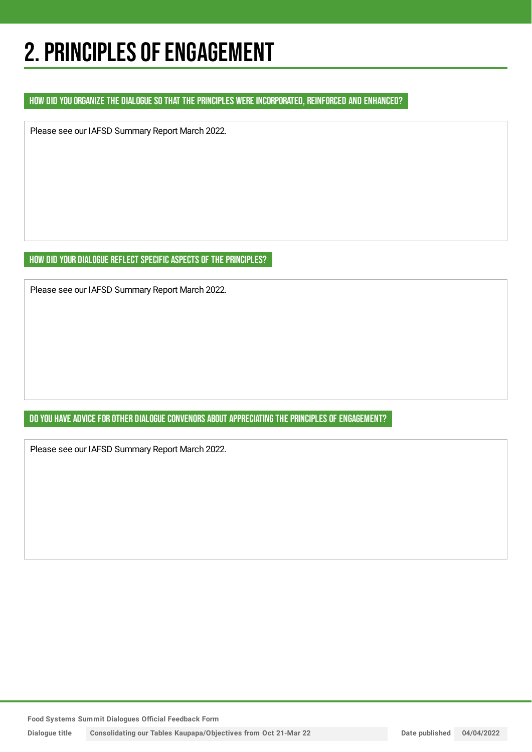# 2. PRINCIPLES OF ENGAGEMENT

### HOW DID YOU ORGANIZE THE DIALOGUE SO THAT THE PRINCIPLES WERE INCORPORATED, REINFORCED AND ENHANCED?

Please see our IAFSD Summary Report March 2022.

### HOW DID YOUR DIALOGUE REFLECT SPECIFIC ASPECTS OF THE PRINCIPLES?

Please see our IAFSD Summary Report March 2022.

### DO YOU HAVE ADVICE FOR OTHER DIALOGUE CONVENORS ABOUT APPRECIATING THE PRINCIPLES OF ENGAGEMENT?

Please see our IAFSD Summary Report March 2022.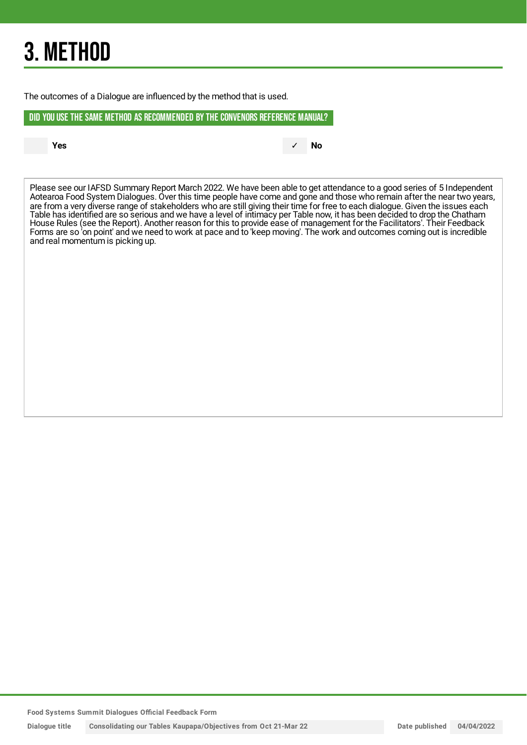# 3. METHOD

The outcomes of a Dialogue are influenced by the method that is used.

## DID YOU USE THE SAME METHOD AS RECOMMENDED BY THE CONVENORS REFERENCE MANUAL?

| | Yes | ✓ | No |
|---|---|---|---|

Please see our IAFSD Summary Report March 2022. We have been able to get attendance to a good series of 5 Independent Aotearoa Food System Dialogues. Over this time people have come and gone and those who remain after the near two years, are from a very diverse range of stakeholders who are still giving their time for free to each dialogue. Given the issues each Table has identified are so serious and we have a level of intimacy per Table now, it has been decided to drop the Chatham House Rules (see the Report). Another reason for this to provide ease of management for the Facilitators'. Their Feedback Forms are so 'on point' and we need to work at pace and to 'keep moving'. The work and outcomes coming out is incredible and real momentum is picking up.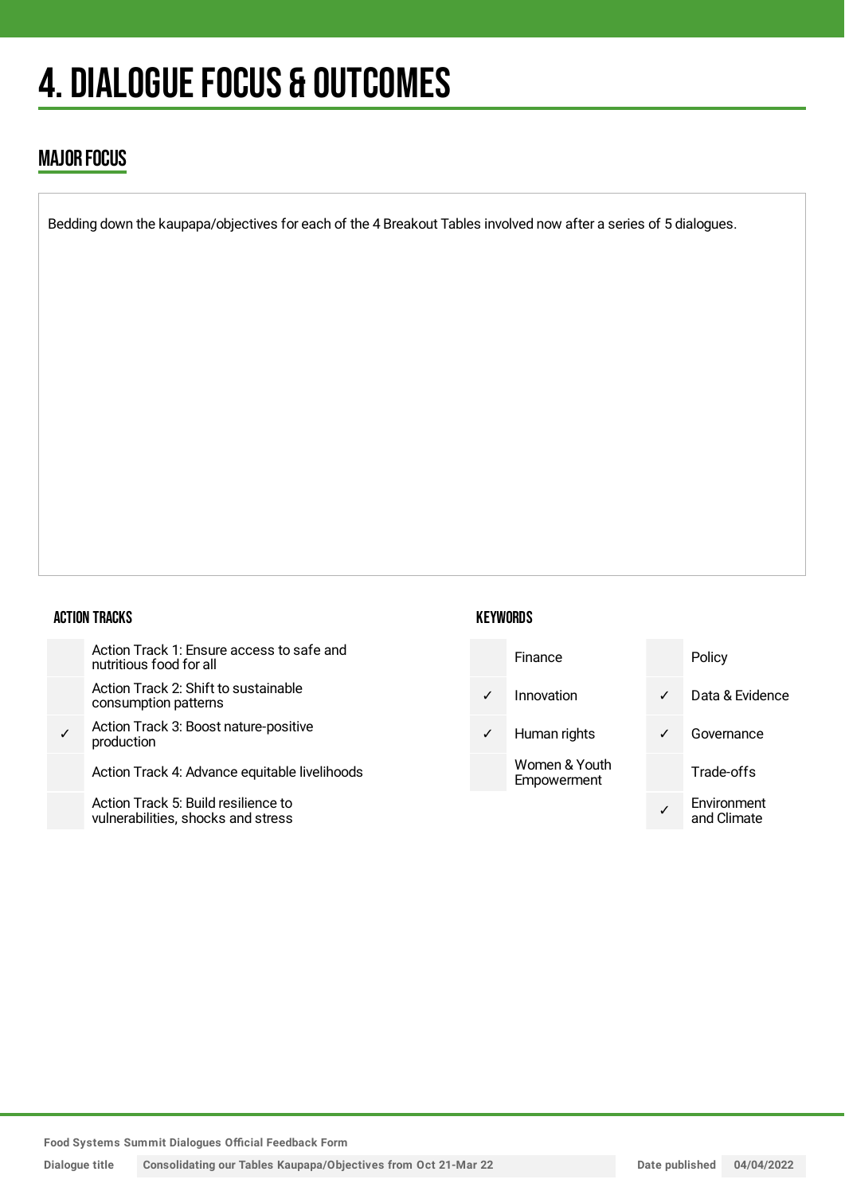# 4. DIALOGUE FOCUS & OUTCOMES

## MAJOR FOCUS

Bedding down the kaupapa/objectives for each of the 4 Breakout Tables involved now after a series of 5 dialogues.

### ACTION TRACKS

| | |
|---|---|
| | Action Track 1: Ensure access to safe and nutritious food for all |
| | Action Track 2: Shift to sustainable consumption patterns |
| ✓ | Action Track 3: Boost nature-positive production |
| | Action Track 4: Advance equitable livelihoods |
| | Action Track 5: Build resilience to vulnerabilities, shocks and stress |

### KEYWORDS

| | | | |
|---|---|---|---|
| | Finance | | Policy |
| ✓ | Innovation | ✓ | Data & Evidence |
| ✓ | Human rights | ✓ | Governance |
| | Women & Youth Empowerment | | Trade-offs |
| | | ✓ | Environment and Climate |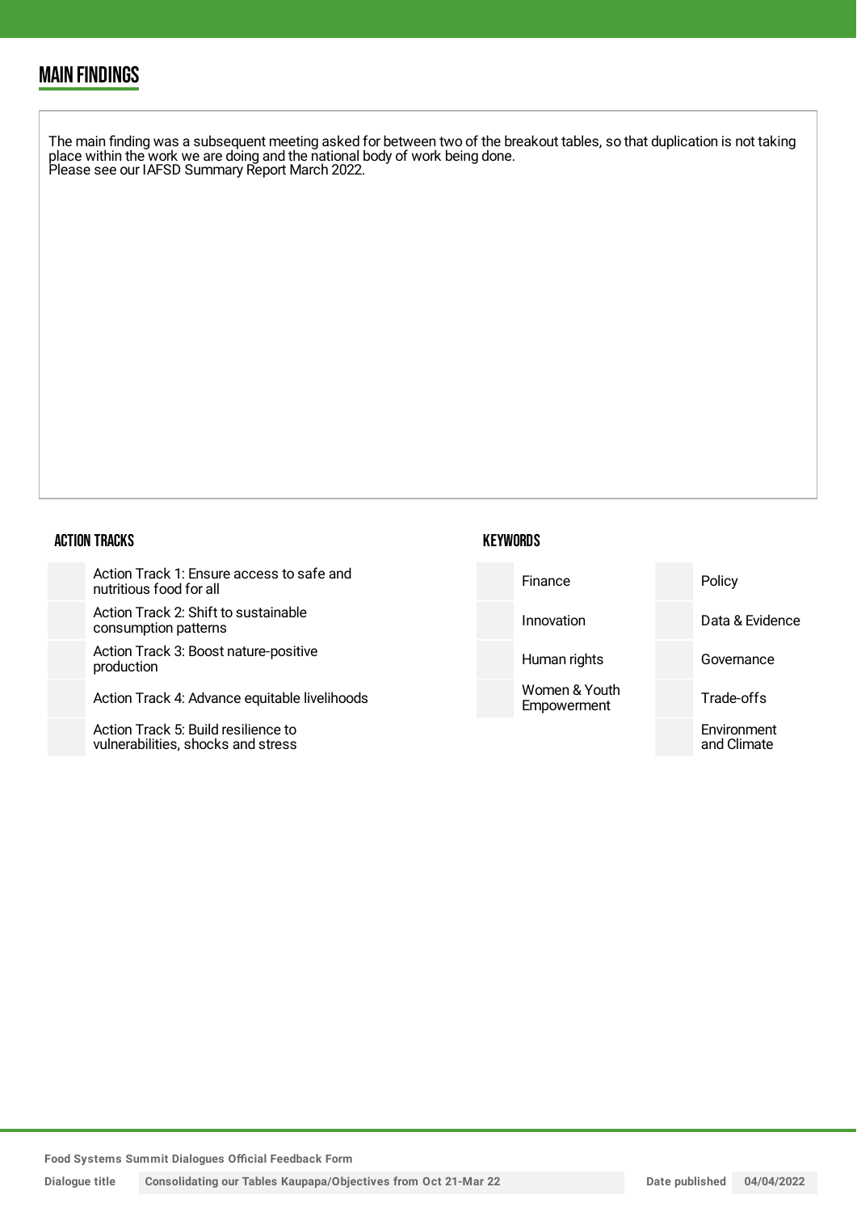## MAIN FINDINGS

The main finding was a subsequent meeting asked for between two of the breakout tables, so that duplication is not taking place within the work we are doing and the national body of work being done.
Please see our IAFSD Summary Report March 2022.

### ACTION TRACKS

- Action Track 1: Ensure access to safe and nutritious food for all
- Action Track 2: Shift to sustainable consumption patterns
- Action Track 3: Boost nature-positive production
- Action Track 4: Advance equitable livelihoods
- Action Track 5: Build resilience to vulnerabilities, shocks and stress

### KEYWORDS

| | |
|---|---|
| Finance | Policy |
| Innovation | Data & Evidence |
| Human rights | Governance |
| Women & Youth Empowerment | Trade-offs |
| | Environment and Climate |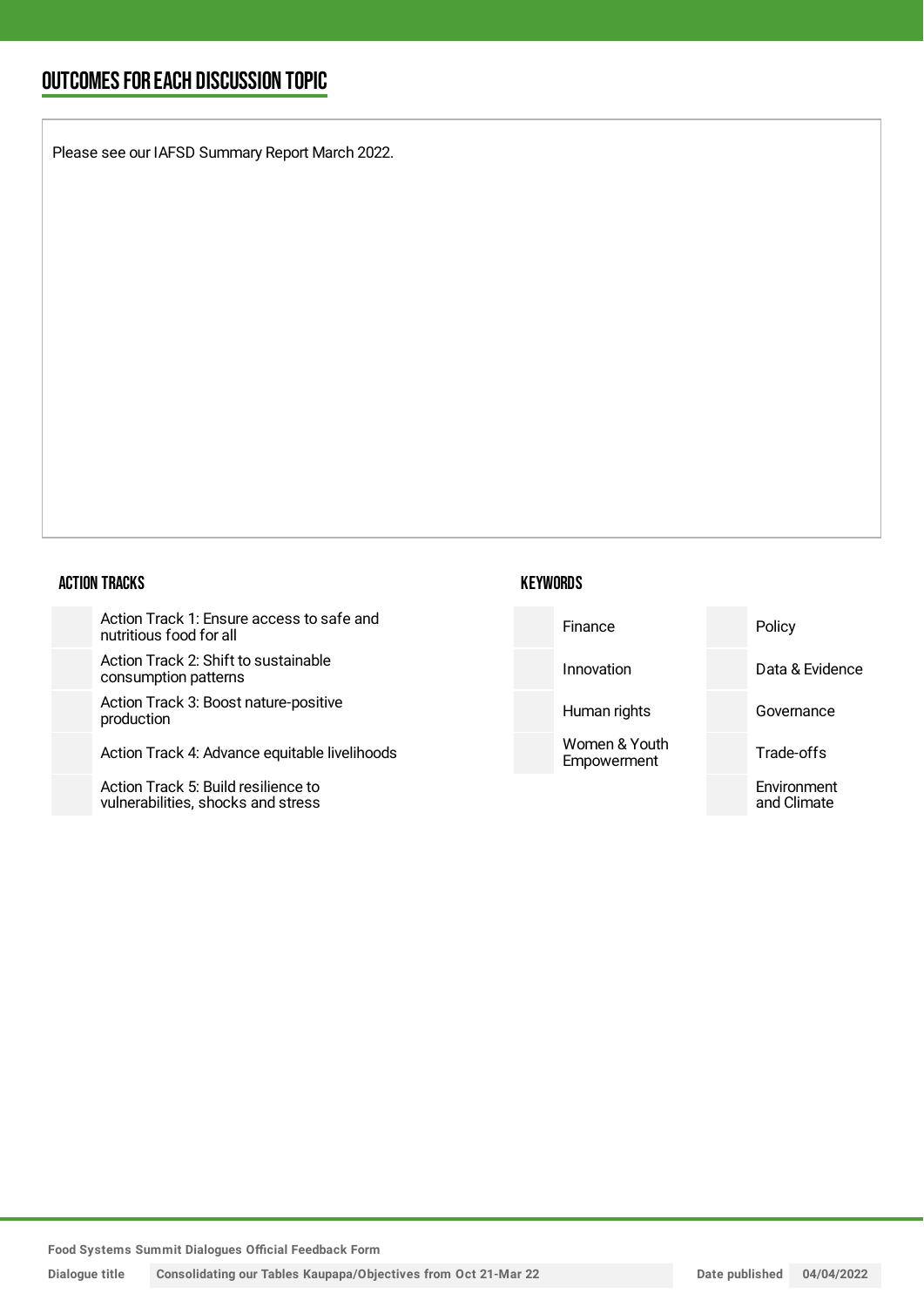## OUTCOMES FOR EACH DISCUSSION TOPIC

Please see our IAFSD Summary Report March 2022.

### ACTION TRACKS

- Action Track 1: Ensure access to safe and nutritious food for all
- Action Track 2: Shift to sustainable consumption patterns
- Action Track 3: Boost nature-positive production
- Action Track 4: Advance equitable livelihoods
- Action Track 5: Build resilience to vulnerabilities, shocks and stress

### KEYWORDS

- Finance
- Policy
- Innovation
- Data & Evidence
- Human rights
- Governance
- Women & Youth Empowerment
- Trade-offs
- Environment and Climate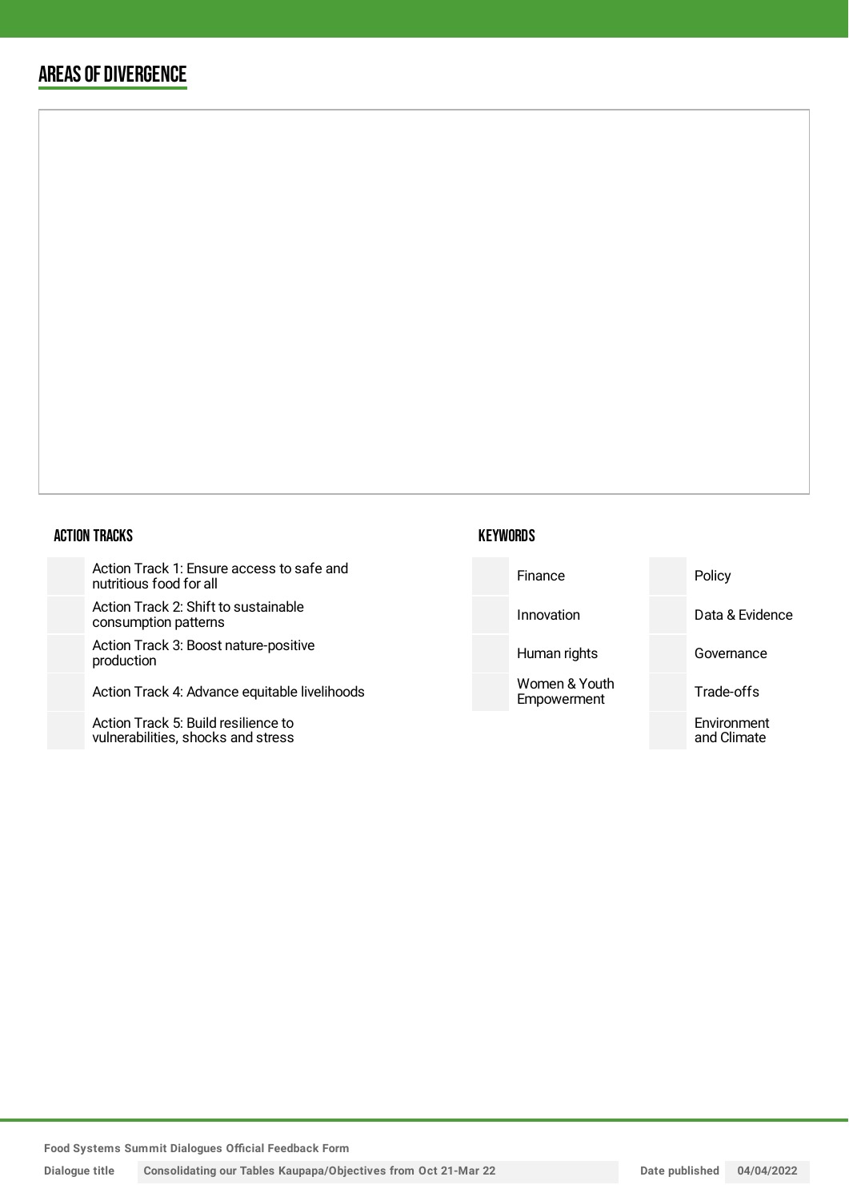## AREAS OF DIVERGENCE

### ACTION TRACKS

| | |
|---|---|
| | Action Track 1: Ensure access to safe and nutritious food for all |
| | Action Track 2: Shift to sustainable consumption patterns |
| | Action Track 3: Boost nature-positive production |
| | Action Track 4: Advance equitable livelihoods |
| | Action Track 5: Build resilience to vulnerabilities, shocks and stress |

### KEYWORDS

| | | | |
|---|---|---|---|
| | Finance | | Policy |
| | Innovation | | Data & Evidence |
| | Human rights | | Governance |
| | Women & Youth Empowerment | | Trade-offs |
| | | | Environment and Climate |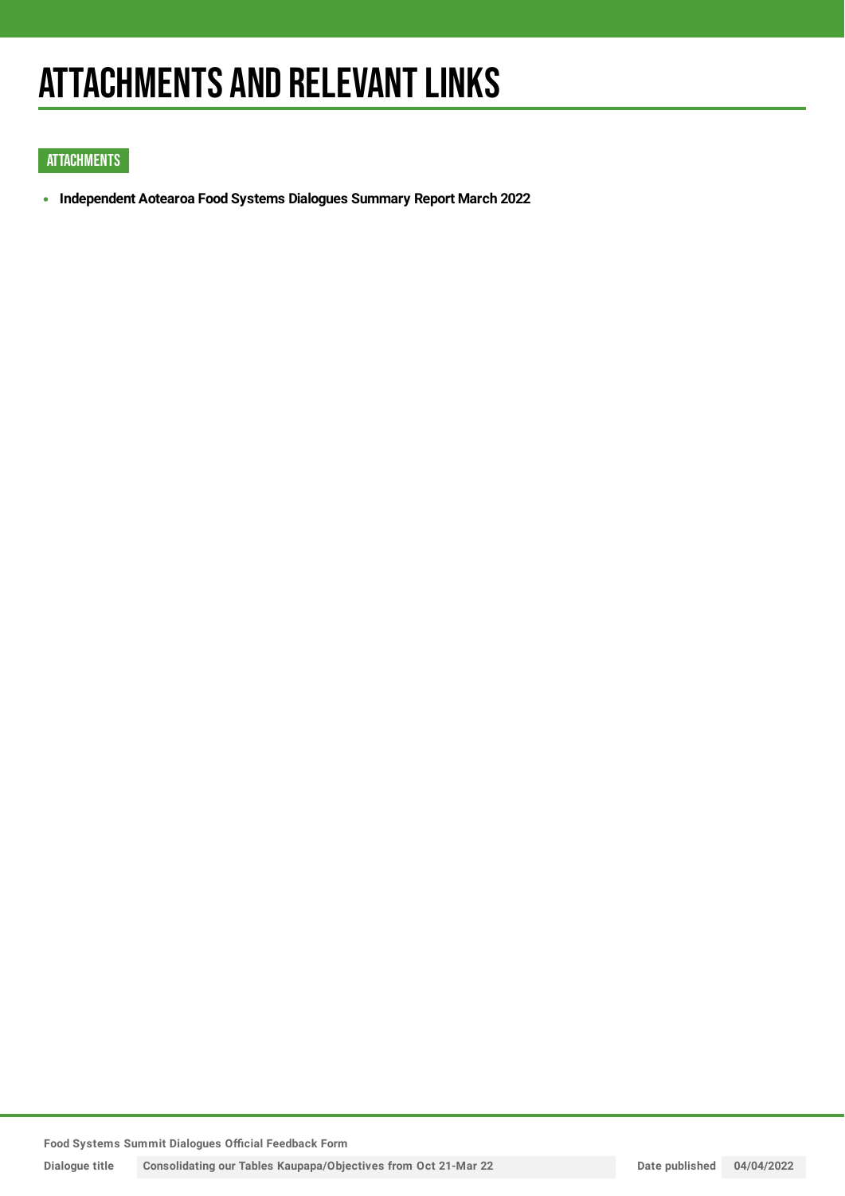# ATTACHMENTS AND RELEVANT LINKS

## ATTACHMENTS

- **Independent Aotearoa Food Systems Dialogues Summary Report March 2022**